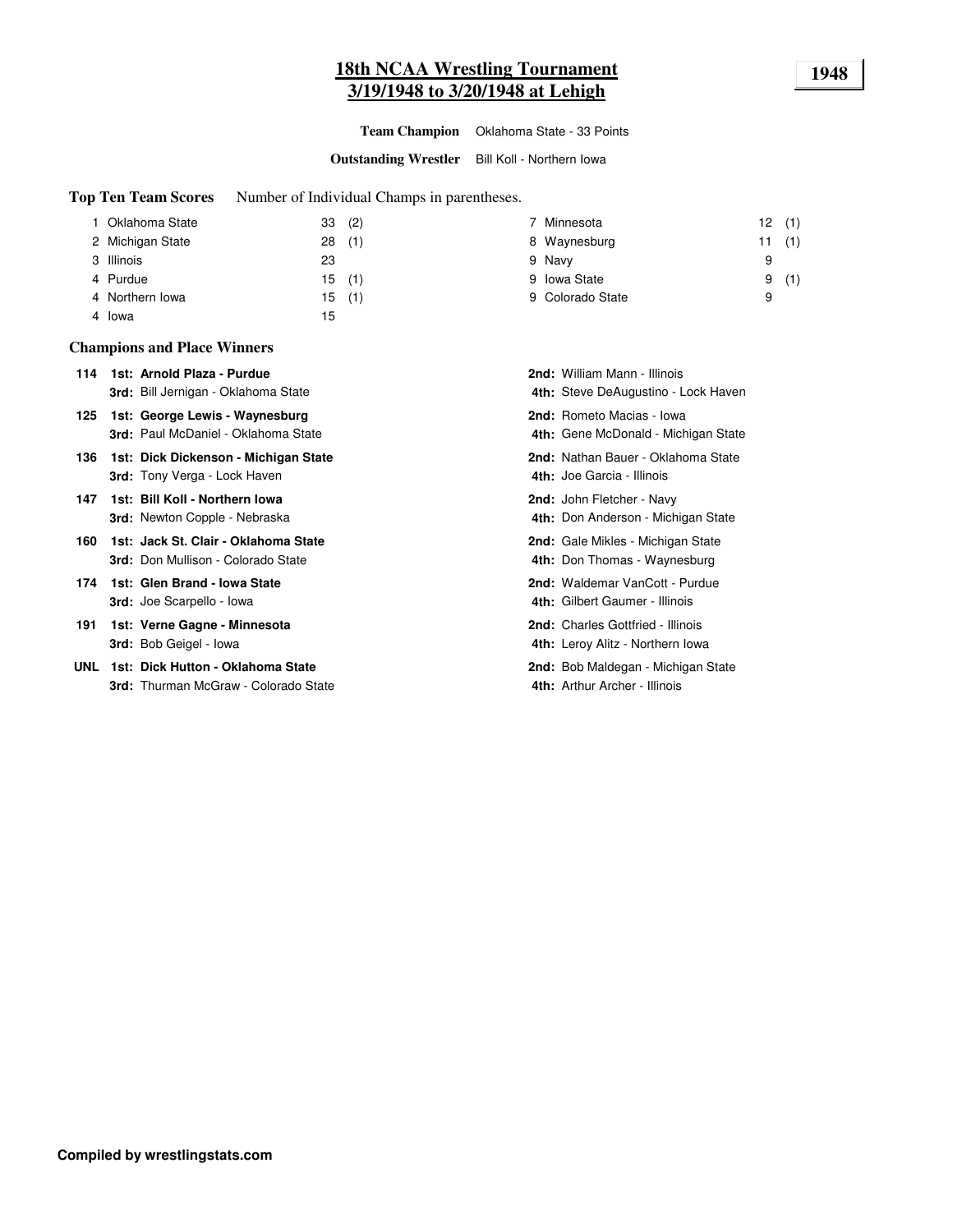# 18th NCAA Wrestling Tournament
## 3/19/1948 to 3/20/1948 at Lehigh

**1948**

**Team Champion** Oklahoma State - 33 Points

**Outstanding Wrestler** Bill Koll - Northern Iowa

**Top Ten Team Scores** Number of Individual Champs in parentheses.

| Rank | Team | Points | Champs |
|---|---|---|---|
| 1 | Oklahoma State | 33 | (2) |
| 2 | Michigan State | 28 | (1) |
| 3 | Illinois | 23 | |
| 4 | Purdue | 15 | (1) |
| 4 | Northern Iowa | 15 | (1) |
| 4 | Iowa | 15 | |
| 7 | Minnesota | 12 | (1) |
| 8 | Waynesburg | 11 | (1) |
| 9 | Navy | 9 | |
| 9 | Iowa State | 9 | (1) |
| 9 | Colorado State | 9 | |

### Champions and Place Winners

| Weight | 1st | 2nd | 3rd | 4th |
|---|---|---|---|---|
| 114 | **Arnold Plaza - Purdue** | William Mann - Illinois | Bill Jernigan - Oklahoma State | Steve DeAugustino - Lock Haven |
| 125 | **George Lewis - Waynesburg** | Rometo Macias - Iowa | Paul McDaniel - Oklahoma State | Gene McDonald - Michigan State |
| 136 | **Dick Dickenson - Michigan State** | Nathan Bauer - Oklahoma State | Tony Verga - Lock Haven | Joe Garcia - Illinois |
| 147 | **Bill Koll - Northern Iowa** | John Fletcher - Navy | Newton Copple - Nebraska | Don Anderson - Michigan State |
| 160 | **Jack St. Clair - Oklahoma State** | Gale Mikles - Michigan State | Don Mullison - Colorado State | Don Thomas - Waynesburg |
| 174 | **Glen Brand - Iowa State** | Waldemar VanCott - Purdue | Joe Scarpello - Iowa | Gilbert Gaumer - Illinois |
| 191 | **Verne Gagne - Minnesota** | Charles Gottfried - Illinois | Bob Geigel - Iowa | Leroy Alitz - Northern Iowa |
| UNL | **Dick Hutton - Oklahoma State** | Bob Maldegan - Michigan State | Thurman McGraw - Colorado State | Arthur Archer - Illinois |

**Compiled by wrestlingstats.com**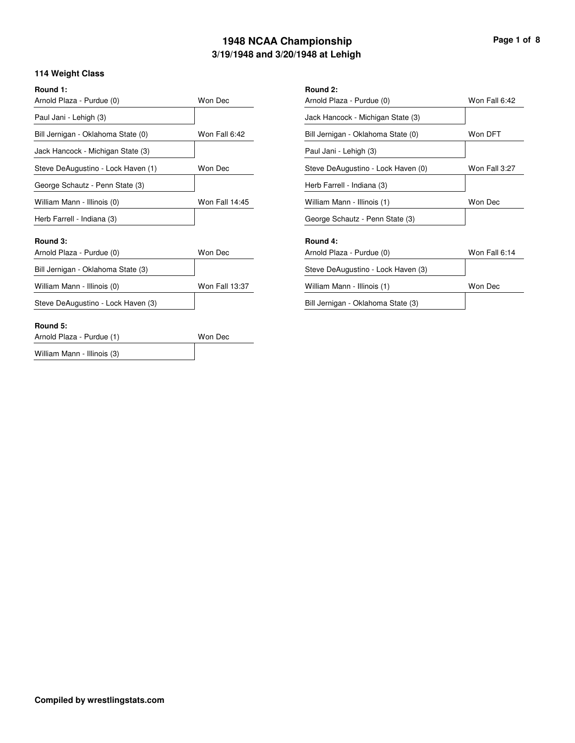# 1948 NCAA Championship
## 3/19/1948 and 3/20/1948 at Lehigh

### 114 Weight Class

**Round 1:**

| Wrestler | Result |
| --- | --- |
| Arnold Plaza - Purdue (0) | Won Dec |
| Paul Jani - Lehigh (3) | |
| Bill Jernigan - Oklahoma State (0) | Won Fall 6:42 |
| Jack Hancock - Michigan State (3) | |
| Steve DeAugustino - Lock Haven (1) | Won Dec |
| George Schautz - Penn State (3) | |
| William Mann - Illinois (0) | Won Fall 14:45 |
| Herb Farrell - Indiana (3) | |

**Round 2:**

| Wrestler | Result |
| --- | --- |
| Arnold Plaza - Purdue (0) | Won Fall 6:42 |
| Jack Hancock - Michigan State (3) | |
| Bill Jernigan - Oklahoma State (0) | Won DFT |
| Paul Jani - Lehigh (3) | |
| Steve DeAugustino - Lock Haven (0) | Won Fall 3:27 |
| Herb Farrell - Indiana (3) | |
| William Mann - Illinois (1) | Won Dec |
| George Schautz - Penn State (3) | |

**Round 3:**

| Wrestler | Result |
| --- | --- |
| Arnold Plaza - Purdue (0) | Won Dec |
| Bill Jernigan - Oklahoma State (3) | |
| William Mann - Illinois (0) | Won Fall 13:37 |
| Steve DeAugustino - Lock Haven (3) | |

**Round 4:**

| Wrestler | Result |
| --- | --- |
| Arnold Plaza - Purdue (0) | Won Fall 6:14 |
| Steve DeAugustino - Lock Haven (3) | |
| William Mann - Illinois (1) | Won Dec |
| Bill Jernigan - Oklahoma State (3) | |

**Round 5:**

| Wrestler | Result |
| --- | --- |
| Arnold Plaza - Purdue (1) | Won Dec |
| William Mann - Illinois (3) | |

**Compiled by wrestlingstats.com**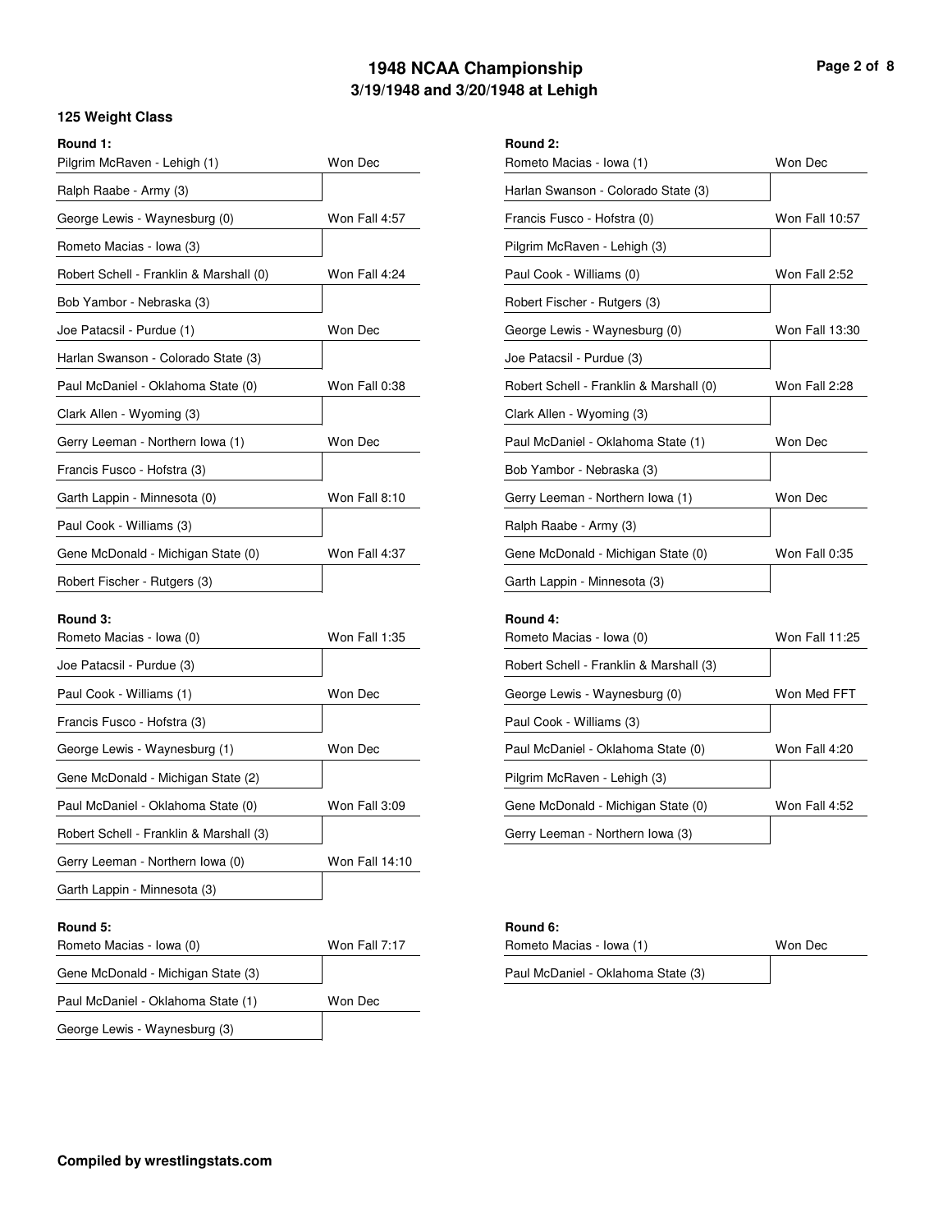# 1948 NCAA Championship
## 3/19/1948 and 3/20/1948 at Lehigh

### 125 Weight Class

**Round 1:**

| Wrestler | Result |
| --- | --- |
| Pilgrim McRaven - Lehigh (1) | Won Dec |
| Ralph Raabe - Army (3) | |
| George Lewis - Waynesburg (0) | Won Fall 4:57 |
| Rometo Macias - Iowa (3) | |
| Robert Schell - Franklin & Marshall (0) | Won Fall 4:24 |
| Bob Yambor - Nebraska (3) | |
| Joe Patacsil - Purdue (1) | Won Dec |
| Harlan Swanson - Colorado State (3) | |
| Paul McDaniel - Oklahoma State (0) | Won Fall 0:38 |
| Clark Allen - Wyoming (3) | |
| Gerry Leeman - Northern Iowa (1) | Won Dec |
| Francis Fusco - Hofstra (3) | |
| Garth Lappin - Minnesota (0) | Won Fall 8:10 |
| Paul Cook - Williams (3) | |
| Gene McDonald - Michigan State (0) | Won Fall 4:37 |
| Robert Fischer - Rutgers (3) | |

**Round 2:**

| Wrestler | Result |
| --- | --- |
| Rometo Macias - Iowa (1) | Won Dec |
| Harlan Swanson - Colorado State (3) | |
| Francis Fusco - Hofstra (0) | Won Fall 10:57 |
| Pilgrim McRaven - Lehigh (3) | |
| Paul Cook - Williams (0) | Won Fall 2:52 |
| Robert Fischer - Rutgers (3) | |
| George Lewis - Waynesburg (0) | Won Fall 13:30 |
| Joe Patacsil - Purdue (3) | |
| Robert Schell - Franklin & Marshall (0) | Won Fall 2:28 |
| Clark Allen - Wyoming (3) | |
| Paul McDaniel - Oklahoma State (1) | Won Dec |
| Bob Yambor - Nebraska (3) | |
| Gerry Leeman - Northern Iowa (1) | Won Dec |
| Ralph Raabe - Army (3) | |
| Gene McDonald - Michigan State (0) | Won Fall 0:35 |
| Garth Lappin - Minnesota (3) | |

**Round 3:**

| Wrestler | Result |
| --- | --- |
| Rometo Macias - Iowa (0) | Won Fall 1:35 |
| Joe Patacsil - Purdue (3) | |
| Paul Cook - Williams (1) | Won Dec |
| Francis Fusco - Hofstra (3) | |
| George Lewis - Waynesburg (1) | Won Dec |
| Gene McDonald - Michigan State (2) | |
| Paul McDaniel - Oklahoma State (0) | Won Fall 3:09 |
| Robert Schell - Franklin & Marshall (3) | |
| Gerry Leeman - Northern Iowa (0) | Won Fall 14:10 |
| Garth Lappin - Minnesota (3) | |

**Round 4:**

| Wrestler | Result |
| --- | --- |
| Rometo Macias - Iowa (0) | Won Fall 11:25 |
| Robert Schell - Franklin & Marshall (3) | |
| George Lewis - Waynesburg (0) | Won Med FFT |
| Paul Cook - Williams (3) | |
| Paul McDaniel - Oklahoma State (0) | Won Fall 4:20 |
| Pilgrim McRaven - Lehigh (3) | |
| Gene McDonald - Michigan State (0) | Won Fall 4:52 |
| Gerry Leeman - Northern Iowa (3) | |

**Round 5:**

| Wrestler | Result |
| --- | --- |
| Rometo Macias - Iowa (0) | Won Fall 7:17 |
| Gene McDonald - Michigan State (3) | |
| Paul McDaniel - Oklahoma State (1) | Won Dec |
| George Lewis - Waynesburg (3) | |

**Round 6:**

| Wrestler | Result |
| --- | --- |
| Rometo Macias - Iowa (1) | Won Dec |
| Paul McDaniel - Oklahoma State (3) | |

**Compiled by wrestlingstats.com**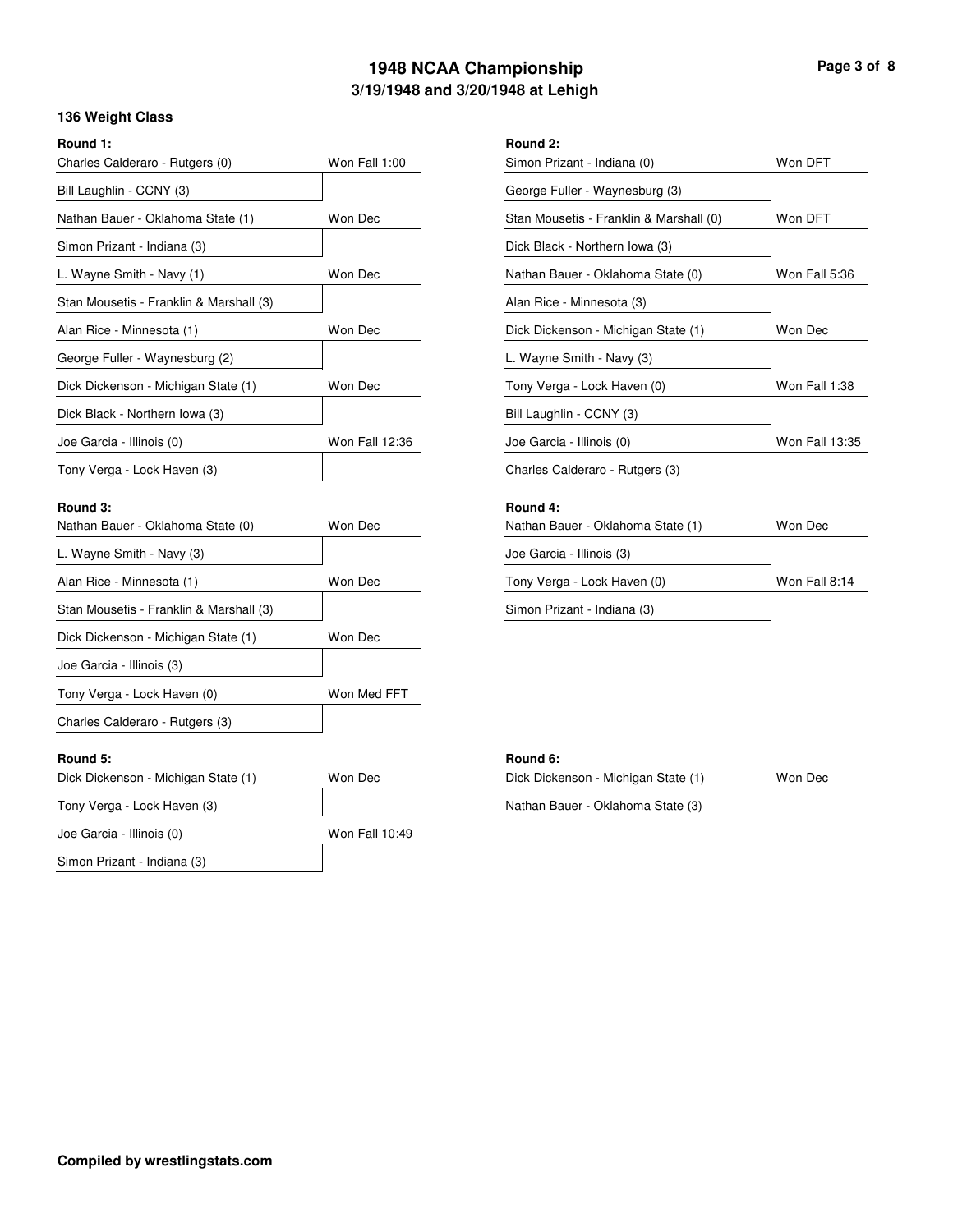# 1948 NCAA Championship
## 3/19/1948 and 3/20/1948 at Lehigh

### 136 Weight Class

**Round 1:**

| Wrestler | Result |
|---|---|
| Charles Calderaro - Rutgers (0) | Won Fall 1:00 |
| Bill Laughlin - CCNY (3) | |
| Nathan Bauer - Oklahoma State (1) | Won Dec |
| Simon Prizant - Indiana (3) | |
| L. Wayne Smith - Navy (1) | Won Dec |
| Stan Mousetis - Franklin & Marshall (3) | |
| Alan Rice - Minnesota (1) | Won Dec |
| George Fuller - Waynesburg (2) | |
| Dick Dickenson - Michigan State (1) | Won Dec |
| Dick Black - Northern Iowa (3) | |
| Joe Garcia - Illinois (0) | Won Fall 12:36 |
| Tony Verga - Lock Haven (3) | |

**Round 2:**

| Wrestler | Result |
|---|---|
| Simon Prizant - Indiana (0) | Won DFT |
| George Fuller - Waynesburg (3) | |
| Stan Mousetis - Franklin & Marshall (0) | Won DFT |
| Dick Black - Northern Iowa (3) | |
| Nathan Bauer - Oklahoma State (0) | Won Fall 5:36 |
| Alan Rice - Minnesota (3) | |
| Dick Dickenson - Michigan State (1) | Won Dec |
| L. Wayne Smith - Navy (3) | |
| Tony Verga - Lock Haven (0) | Won Fall 1:38 |
| Bill Laughlin - CCNY (3) | |
| Joe Garcia - Illinois (0) | Won Fall 13:35 |
| Charles Calderaro - Rutgers (3) | |

**Round 3:**

| Wrestler | Result |
|---|---|
| Nathan Bauer - Oklahoma State (0) | Won Dec |
| L. Wayne Smith - Navy (3) | |
| Alan Rice - Minnesota (1) | Won Dec |
| Stan Mousetis - Franklin & Marshall (3) | |
| Dick Dickenson - Michigan State (1) | Won Dec |
| Joe Garcia - Illinois (3) | |
| Tony Verga - Lock Haven (0) | Won Med FFT |
| Charles Calderaro - Rutgers (3) | |

**Round 4:**

| Wrestler | Result |
|---|---|
| Nathan Bauer - Oklahoma State (1) | Won Dec |
| Joe Garcia - Illinois (3) | |
| Tony Verga - Lock Haven (0) | Won Fall 8:14 |
| Simon Prizant - Indiana (3) | |

**Round 5:**

| Wrestler | Result |
|---|---|
| Dick Dickenson - Michigan State (1) | Won Dec |
| Tony Verga - Lock Haven (3) | |
| Joe Garcia - Illinois (0) | Won Fall 10:49 |
| Simon Prizant - Indiana (3) | |

**Round 6:**

| Wrestler | Result |
|---|---|
| Dick Dickenson - Michigan State (1) | Won Dec |
| Nathan Bauer - Oklahoma State (3) | |

**Compiled by wrestlingstats.com**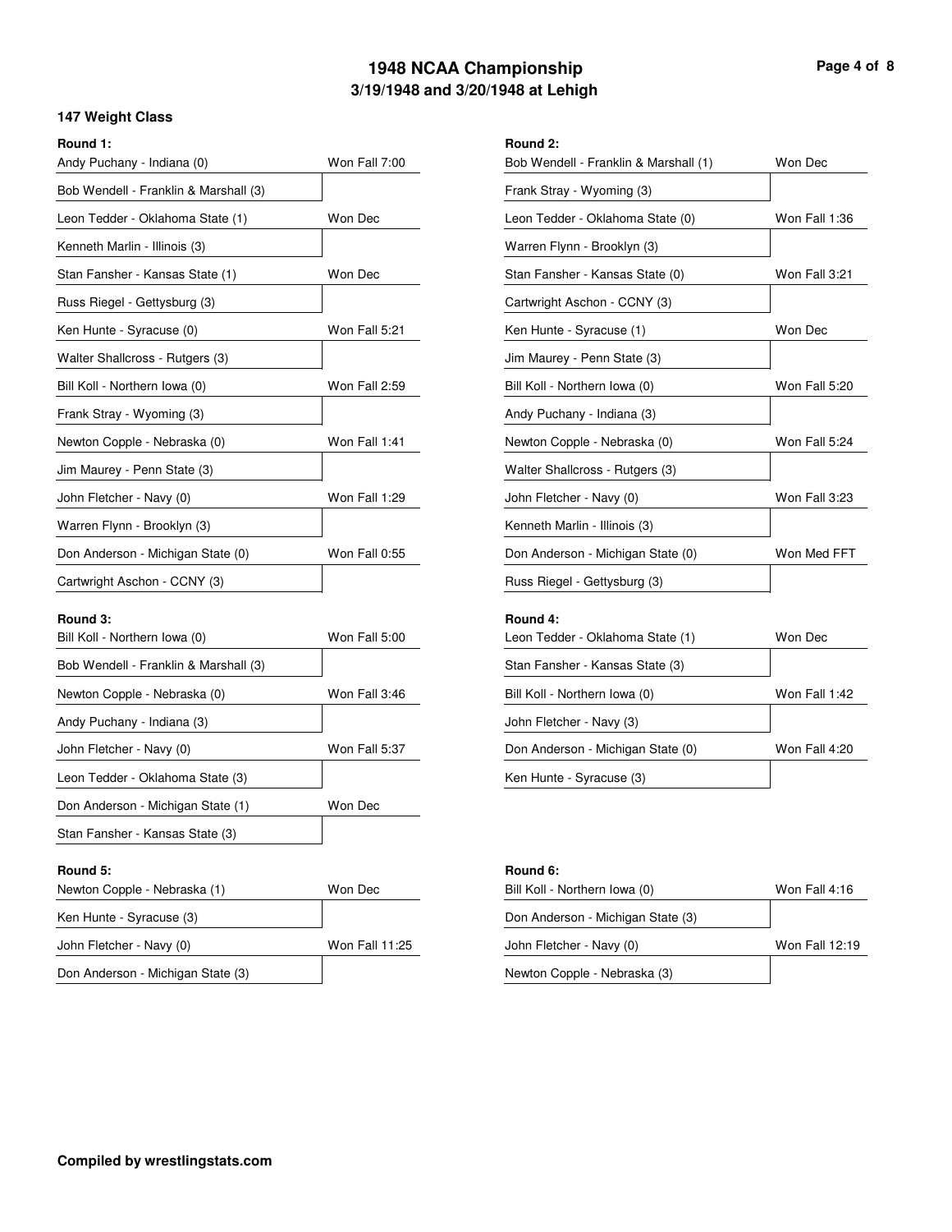# 1948 NCAA Championship
## 3/19/1948 and 3/20/1948 at Lehigh

### 147 Weight Class

**Round 1:**

| Wrestler | Result |
|---|---|
| Andy Puchany - Indiana (0) | Won Fall 7:00 |
| Bob Wendell - Franklin & Marshall (3) | |
| Leon Tedder - Oklahoma State (1) | Won Dec |
| Kenneth Marlin - Illinois (3) | |
| Stan Fansher - Kansas State (1) | Won Dec |
| Russ Riegel - Gettysburg (3) | |
| Ken Hunte - Syracuse (0) | Won Fall 5:21 |
| Walter Shallcross - Rutgers (3) | |
| Bill Koll - Northern Iowa (0) | Won Fall 2:59 |
| Frank Stray - Wyoming (3) | |
| Newton Copple - Nebraska (0) | Won Fall 1:41 |
| Jim Maurey - Penn State (3) | |
| John Fletcher - Navy (0) | Won Fall 1:29 |
| Warren Flynn - Brooklyn (3) | |
| Don Anderson - Michigan State (0) | Won Fall 0:55 |
| Cartwright Aschon - CCNY (3) | |

**Round 2:**

| Wrestler | Result |
|---|---|
| Bob Wendell - Franklin & Marshall (1) | Won Dec |
| Frank Stray - Wyoming (3) | |
| Leon Tedder - Oklahoma State (0) | Won Fall 1:36 |
| Warren Flynn - Brooklyn (3) | |
| Stan Fansher - Kansas State (0) | Won Fall 3:21 |
| Cartwright Aschon - CCNY (3) | |
| Ken Hunte - Syracuse (1) | Won Dec |
| Jim Maurey - Penn State (3) | |
| Bill Koll - Northern Iowa (0) | Won Fall 5:20 |
| Andy Puchany - Indiana (3) | |
| Newton Copple - Nebraska (0) | Won Fall 5:24 |
| Walter Shallcross - Rutgers (3) | |
| John Fletcher - Navy (0) | Won Fall 3:23 |
| Kenneth Marlin - Illinois (3) | |
| Don Anderson - Michigan State (0) | Won Med FFT |
| Russ Riegel - Gettysburg (3) | |

**Round 3:**

| Wrestler | Result |
|---|---|
| Bill Koll - Northern Iowa (0) | Won Fall 5:00 |
| Bob Wendell - Franklin & Marshall (3) | |
| Newton Copple - Nebraska (0) | Won Fall 3:46 |
| Andy Puchany - Indiana (3) | |
| John Fletcher - Navy (0) | Won Fall 5:37 |
| Leon Tedder - Oklahoma State (3) | |
| Don Anderson - Michigan State (1) | Won Dec |
| Stan Fansher - Kansas State (3) | |

**Round 4:**

| Wrestler | Result |
|---|---|
| Leon Tedder - Oklahoma State (1) | Won Dec |
| Stan Fansher - Kansas State (3) | |
| Bill Koll - Northern Iowa (0) | Won Fall 1:42 |
| John Fletcher - Navy (3) | |
| Don Anderson - Michigan State (0) | Won Fall 4:20 |
| Ken Hunte - Syracuse (3) | |

**Round 5:**

| Wrestler | Result |
|---|---|
| Newton Copple - Nebraska (1) | Won Dec |
| Ken Hunte - Syracuse (3) | |
| John Fletcher - Navy (0) | Won Fall 11:25 |
| Don Anderson - Michigan State (3) | |

**Round 6:**

| Wrestler | Result |
|---|---|
| Bill Koll - Northern Iowa (0) | Won Fall 4:16 |
| Don Anderson - Michigan State (3) | |
| John Fletcher - Navy (0) | Won Fall 12:19 |
| Newton Copple - Nebraska (3) | |

**Compiled by wrestlingstats.com**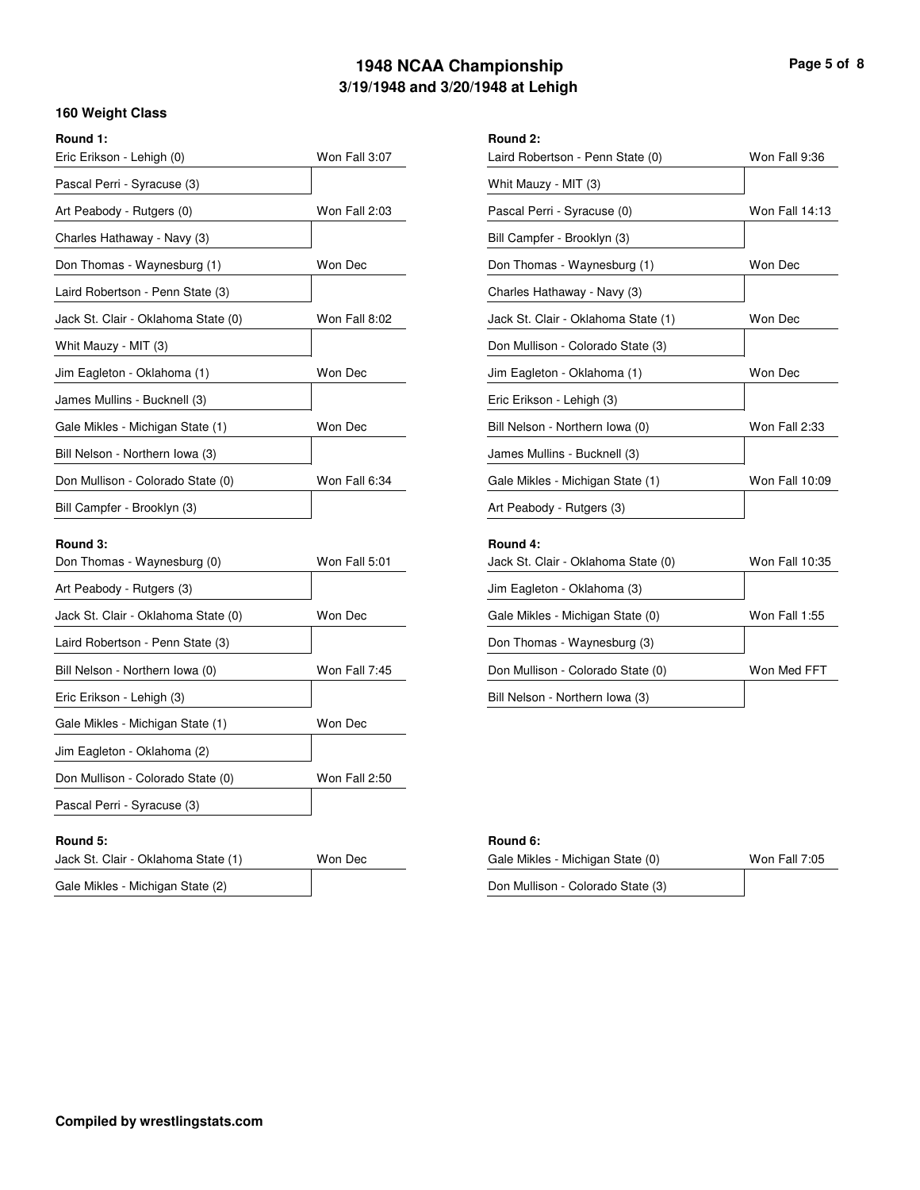# 1948 NCAA Championship
## 3/19/1948 and 3/20/1948 at Lehigh

### 160 Weight Class

**Round 1:**

| Wrestler | Result |
|---|---|
| Eric Erikson - Lehigh (0) | Won Fall 3:07 |
| Pascal Perri - Syracuse (3) | |
| Art Peabody - Rutgers (0) | Won Fall 2:03 |
| Charles Hathaway - Navy (3) | |
| Don Thomas - Waynesburg (1) | Won Dec |
| Laird Robertson - Penn State (3) | |
| Jack St. Clair - Oklahoma State (0) | Won Fall 8:02 |
| Whit Mauzy - MIT (3) | |
| Jim Eagleton - Oklahoma (1) | Won Dec |
| James Mullins - Bucknell (3) | |
| Gale Mikles - Michigan State (1) | Won Dec |
| Bill Nelson - Northern Iowa (3) | |
| Don Mullison - Colorado State (0) | Won Fall 6:34 |
| Bill Campfer - Brooklyn (3) | |

**Round 2:**

| Wrestler | Result |
|---|---|
| Laird Robertson - Penn State (0) | Won Fall 9:36 |
| Whit Mauzy - MIT (3) | |
| Pascal Perri - Syracuse (0) | Won Fall 14:13 |
| Bill Campfer - Brooklyn (3) | |
| Don Thomas - Waynesburg (1) | Won Dec |
| Charles Hathaway - Navy (3) | |
| Jack St. Clair - Oklahoma State (1) | Won Dec |
| Don Mullison - Colorado State (3) | |
| Jim Eagleton - Oklahoma (1) | Won Dec |
| Eric Erikson - Lehigh (3) | |
| Bill Nelson - Northern Iowa (0) | Won Fall 2:33 |
| James Mullins - Bucknell (3) | |
| Gale Mikles - Michigan State (1) | Won Fall 10:09 |
| Art Peabody - Rutgers (3) | |

**Round 3:**

| Wrestler | Result |
|---|---|
| Don Thomas - Waynesburg (0) | Won Fall 5:01 |
| Art Peabody - Rutgers (3) | |
| Jack St. Clair - Oklahoma State (0) | Won Dec |
| Laird Robertson - Penn State (3) | |
| Bill Nelson - Northern Iowa (0) | Won Fall 7:45 |
| Eric Erikson - Lehigh (3) | |
| Gale Mikles - Michigan State (1) | Won Dec |
| Jim Eagleton - Oklahoma (2) | |
| Don Mullison - Colorado State (0) | Won Fall 2:50 |
| Pascal Perri - Syracuse (3) | |

**Round 4:**

| Wrestler | Result |
|---|---|
| Jack St. Clair - Oklahoma State (0) | Won Fall 10:35 |
| Jim Eagleton - Oklahoma (3) | |
| Gale Mikles - Michigan State (0) | Won Fall 1:55 |
| Don Thomas - Waynesburg (3) | |
| Don Mullison - Colorado State (0) | Won Med FFT |
| Bill Nelson - Northern Iowa (3) | |

**Round 5:**

| Wrestler | Result |
|---|---|
| Jack St. Clair - Oklahoma State (1) | Won Dec |
| Gale Mikles - Michigan State (2) | |

**Round 6:**

| Wrestler | Result |
|---|---|
| Gale Mikles - Michigan State (0) | Won Fall 7:05 |
| Don Mullison - Colorado State (3) | |

**Compiled by wrestlingstats.com**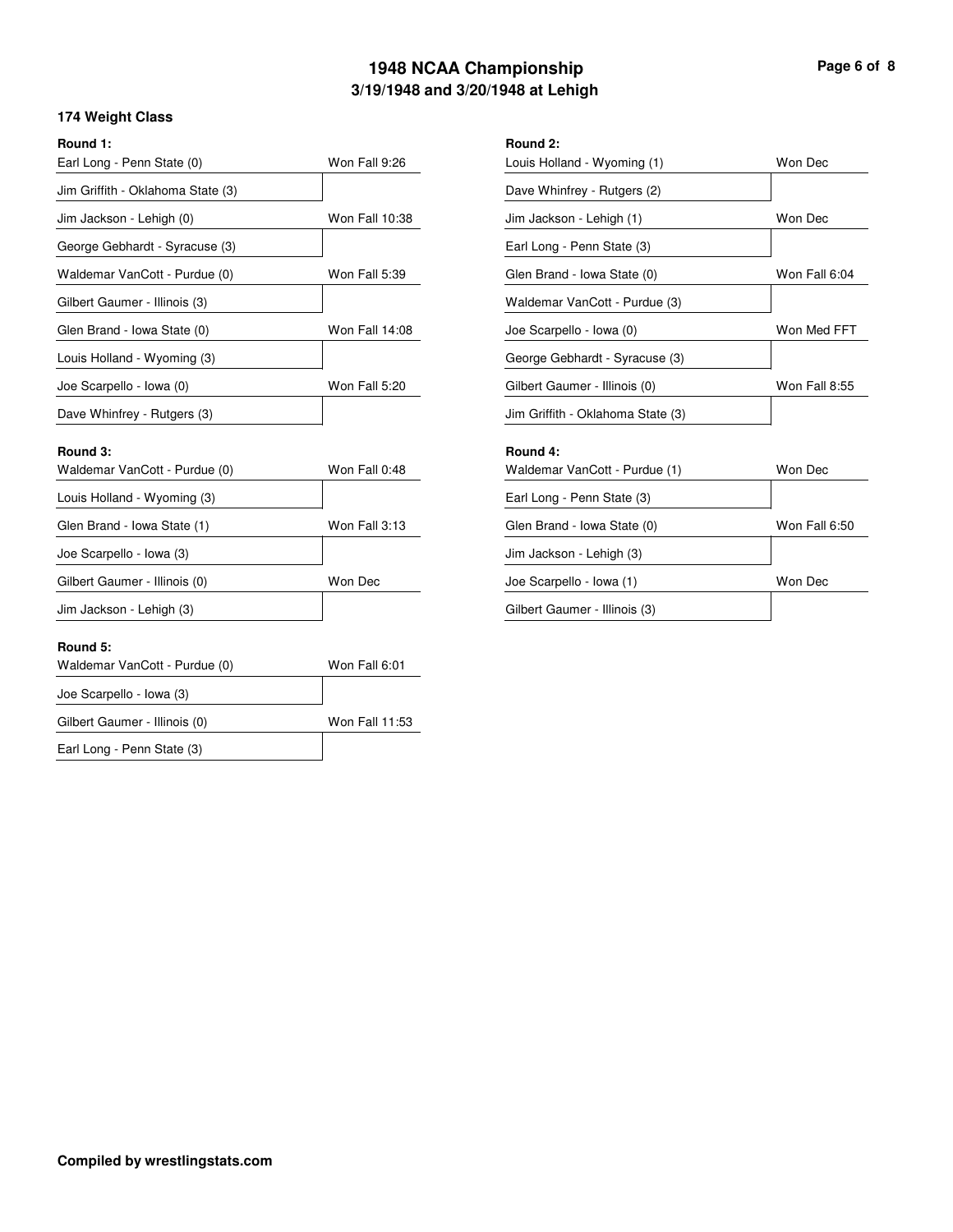# 1948 NCAA Championship
## 3/19/1948 and 3/20/1948 at Lehigh

### 174 Weight Class

**Round 1:**

| Wrestler | Result |
|---|---|
| Earl Long - Penn State (0) | Won Fall 9:26 |
| Jim Griffith - Oklahoma State (3) | |
| Jim Jackson - Lehigh (0) | Won Fall 10:38 |
| George Gebhardt - Syracuse (3) | |
| Waldemar VanCott - Purdue (0) | Won Fall 5:39 |
| Gilbert Gaumer - Illinois (3) | |
| Glen Brand - Iowa State (0) | Won Fall 14:08 |
| Louis Holland - Wyoming (3) | |
| Joe Scarpello - Iowa (0) | Won Fall 5:20 |
| Dave Whinfrey - Rutgers (3) | |

**Round 2:**

| Wrestler | Result |
|---|---|
| Louis Holland - Wyoming (1) | Won Dec |
| Dave Whinfrey - Rutgers (2) | |
| Jim Jackson - Lehigh (1) | Won Dec |
| Earl Long - Penn State (3) | |
| Glen Brand - Iowa State (0) | Won Fall 6:04 |
| Waldemar VanCott - Purdue (3) | |
| Joe Scarpello - Iowa (0) | Won Med FFT |
| George Gebhardt - Syracuse (3) | |
| Gilbert Gaumer - Illinois (0) | Won Fall 8:55 |
| Jim Griffith - Oklahoma State (3) | |

**Round 3:**

| Wrestler | Result |
|---|---|
| Waldemar VanCott - Purdue (0) | Won Fall 0:48 |
| Louis Holland - Wyoming (3) | |
| Glen Brand - Iowa State (1) | Won Fall 3:13 |
| Joe Scarpello - Iowa (3) | |
| Gilbert Gaumer - Illinois (0) | Won Dec |
| Jim Jackson - Lehigh (3) | |

**Round 4:**

| Wrestler | Result |
|---|---|
| Waldemar VanCott - Purdue (1) | Won Dec |
| Earl Long - Penn State (3) | |
| Glen Brand - Iowa State (0) | Won Fall 6:50 |
| Jim Jackson - Lehigh (3) | |
| Joe Scarpello - Iowa (1) | Won Dec |
| Gilbert Gaumer - Illinois (3) | |

**Round 5:**

| Wrestler | Result |
|---|---|
| Waldemar VanCott - Purdue (0) | Won Fall 6:01 |
| Joe Scarpello - Iowa (3) | |
| Gilbert Gaumer - Illinois (0) | Won Fall 11:53 |
| Earl Long - Penn State (3) | |

**Compiled by wrestlingstats.com**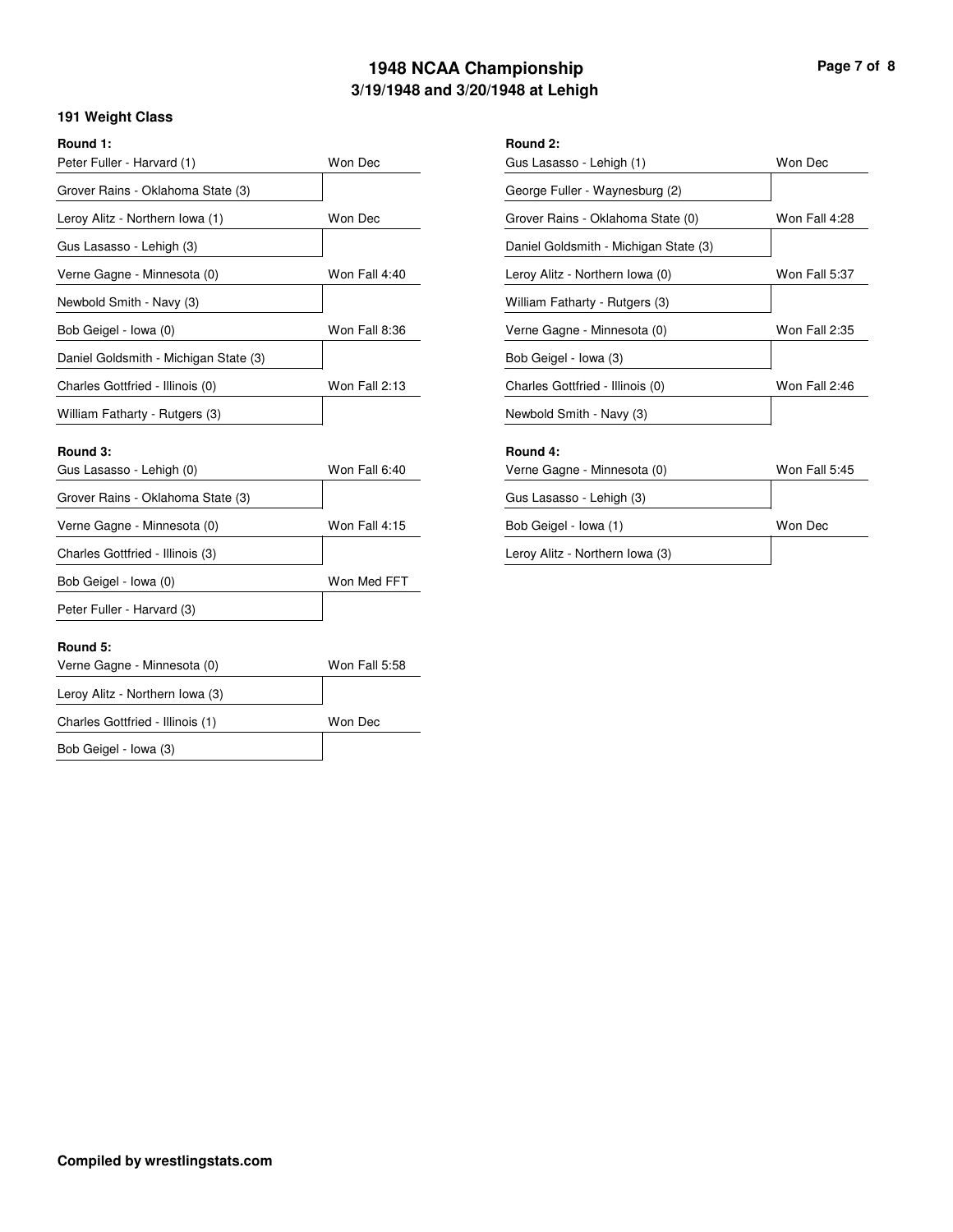# 1948 NCAA Championship
## 3/19/1948 and 3/20/1948 at Lehigh

### 191 Weight Class

**Round 1:**

| Wrestler | Result |
| --- | --- |
| Peter Fuller - Harvard (1) | Won Dec |
| Grover Rains - Oklahoma State (3) | |
| Leroy Alitz - Northern Iowa (1) | Won Dec |
| Gus Lasasso - Lehigh (3) | |
| Verne Gagne - Minnesota (0) | Won Fall 4:40 |
| Newbold Smith - Navy (3) | |
| Bob Geigel - Iowa (0) | Won Fall 8:36 |
| Daniel Goldsmith - Michigan State (3) | |
| Charles Gottfried - Illinois (0) | Won Fall 2:13 |
| William Fatharty - Rutgers (3) | |

**Round 2:**

| Wrestler | Result |
| --- | --- |
| Gus Lasasso - Lehigh (1) | Won Dec |
| George Fuller - Waynesburg (2) | |
| Grover Rains - Oklahoma State (0) | Won Fall 4:28 |
| Daniel Goldsmith - Michigan State (3) | |
| Leroy Alitz - Northern Iowa (0) | Won Fall 5:37 |
| William Fatharty - Rutgers (3) | |
| Verne Gagne - Minnesota (0) | Won Fall 2:35 |
| Bob Geigel - Iowa (3) | |
| Charles Gottfried - Illinois (0) | Won Fall 2:46 |
| Newbold Smith - Navy (3) | |

**Round 3:**

| Wrestler | Result |
| --- | --- |
| Gus Lasasso - Lehigh (0) | Won Fall 6:40 |
| Grover Rains - Oklahoma State (3) | |
| Verne Gagne - Minnesota (0) | Won Fall 4:15 |
| Charles Gottfried - Illinois (3) | |
| Bob Geigel - Iowa (0) | Won Med FFT |
| Peter Fuller - Harvard (3) | |

**Round 4:**

| Wrestler | Result |
| --- | --- |
| Verne Gagne - Minnesota (0) | Won Fall 5:45 |
| Gus Lasasso - Lehigh (3) | |
| Bob Geigel - Iowa (1) | Won Dec |
| Leroy Alitz - Northern Iowa (3) | |

**Round 5:**

| Wrestler | Result |
| --- | --- |
| Verne Gagne - Minnesota (0) | Won Fall 5:58 |
| Leroy Alitz - Northern Iowa (3) | |
| Charles Gottfried - Illinois (1) | Won Dec |
| Bob Geigel - Iowa (3) | |

**Compiled by wrestlingstats.com**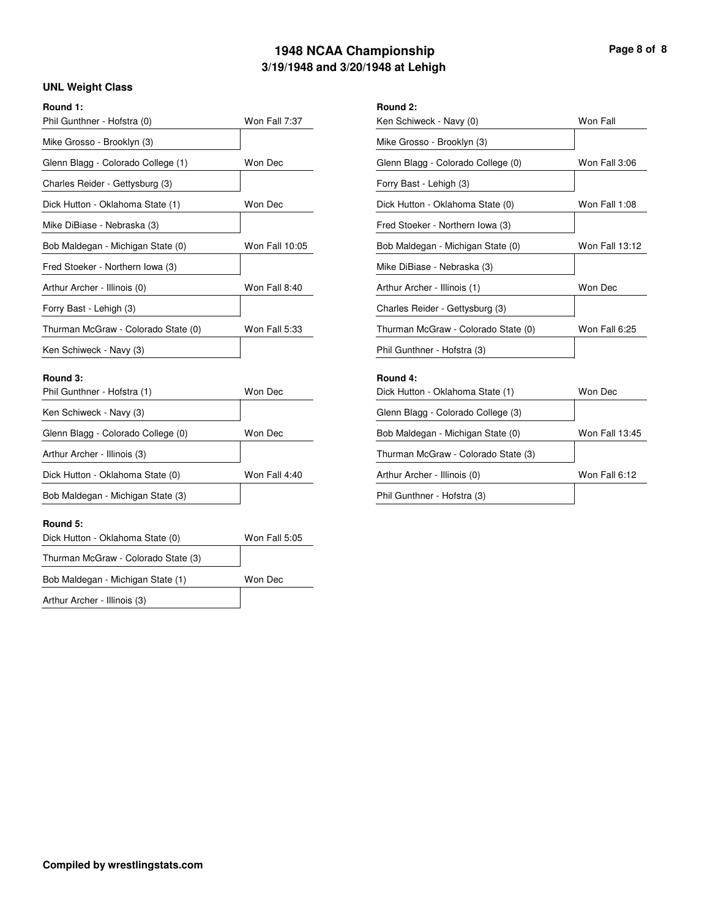# 1948 NCAA Championship
## 3/19/1948 and 3/20/1948 at Lehigh

### UNL Weight Class

**Round 1:**

| | |
|---|---|
| Phil Gunthner - Hofstra (0) | Won Fall 7:37 |
| Mike Grosso - Brooklyn (3) | |
| Glenn Blagg - Colorado College (1) | Won Dec |
| Charles Reider - Gettysburg (3) | |
| Dick Hutton - Oklahoma State (1) | Won Dec |
| Mike DiBiase - Nebraska (3) | |
| Bob Maldegan - Michigan State (0) | Won Fall 10:05 |
| Fred Stoeker - Northern Iowa (3) | |
| Arthur Archer - Illinois (0) | Won Fall 8:40 |
| Forry Bast - Lehigh (3) | |
| Thurman McGraw - Colorado State (0) | Won Fall 5:33 |
| Ken Schiweck - Navy (3) | |

**Round 2:**

| | |
|---|---|
| Ken Schiweck - Navy (0) | Won Fall |
| Mike Grosso - Brooklyn (3) | |
| Glenn Blagg - Colorado College (0) | Won Fall 3:06 |
| Forry Bast - Lehigh (3) | |
| Dick Hutton - Oklahoma State (0) | Won Fall 1:08 |
| Fred Stoeker - Northern Iowa (3) | |
| Bob Maldegan - Michigan State (0) | Won Fall 13:12 |
| Mike DiBiase - Nebraska (3) | |
| Arthur Archer - Illinois (1) | Won Dec |
| Charles Reider - Gettysburg (3) | |
| Thurman McGraw - Colorado State (0) | Won Fall 6:25 |
| Phil Gunthner - Hofstra (3) | |

**Round 3:**

| | |
|---|---|
| Phil Gunthner - Hofstra (1) | Won Dec |
| Ken Schiweck - Navy (3) | |
| Glenn Blagg - Colorado College (0) | Won Dec |
| Arthur Archer - Illinois (3) | |
| Dick Hutton - Oklahoma State (0) | Won Fall 4:40 |
| Bob Maldegan - Michigan State (3) | |

**Round 4:**

| | |
|---|---|
| Dick Hutton - Oklahoma State (1) | Won Dec |
| Glenn Blagg - Colorado College (3) | |
| Bob Maldegan - Michigan State (0) | Won Fall 13:45 |
| Thurman McGraw - Colorado State (3) | |
| Arthur Archer - Illinois (0) | Won Fall 6:12 |
| Phil Gunthner - Hofstra (3) | |

**Round 5:**

| | |
|---|---|
| Dick Hutton - Oklahoma State (0) | Won Fall 5:05 |
| Thurman McGraw - Colorado State (3) | |
| Bob Maldegan - Michigan State (1) | Won Dec |
| Arthur Archer - Illinois (3) | |

**Compiled by wrestlingstats.com**